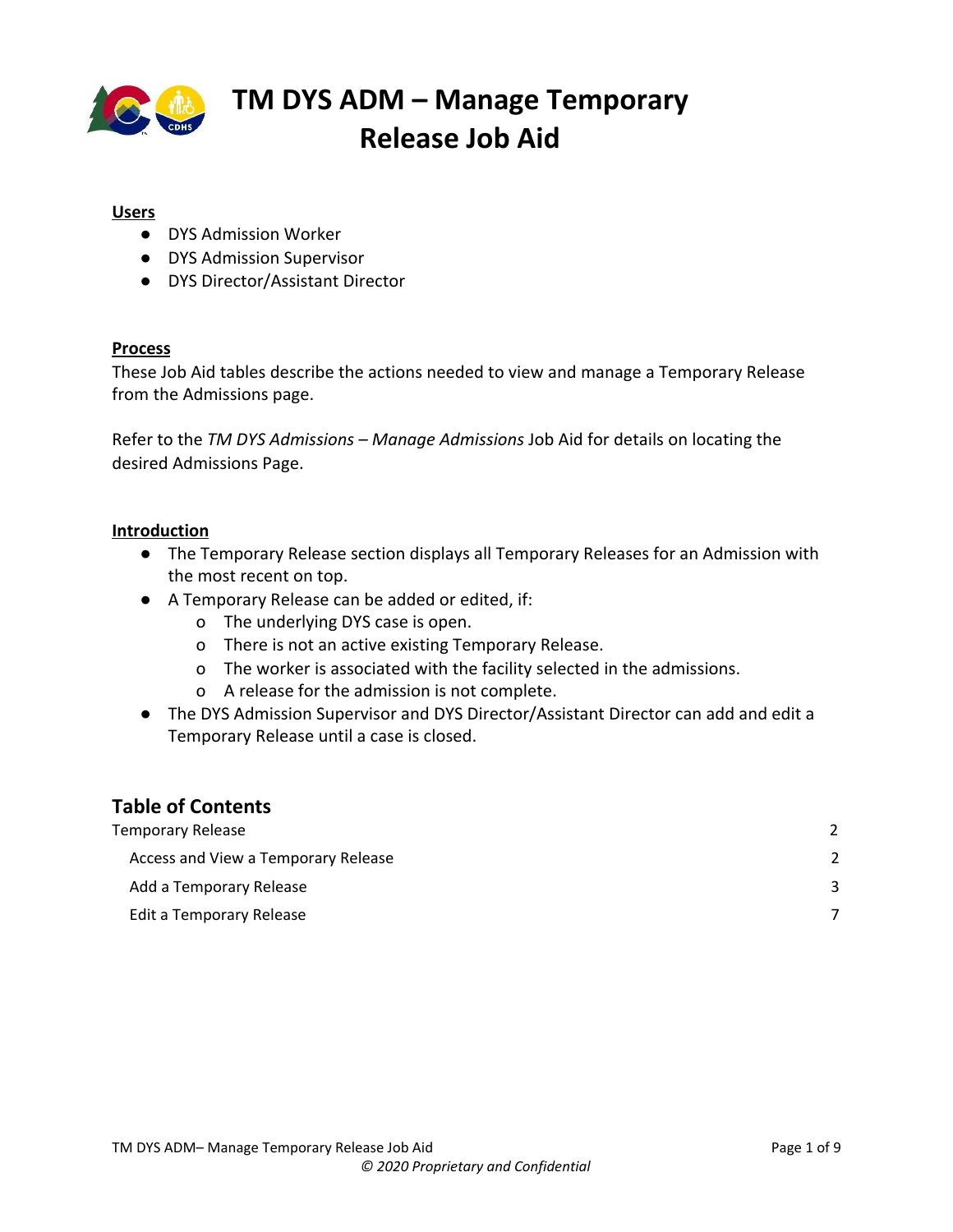# TM DYS ADM – Manage Temporary Release Job Aid

**Users**

- DYS Admission Worker
- DYS Admission Supervisor
- DYS Director/Assistant Director

**Process**

These Job Aid tables describe the actions needed to view and manage a Temporary Release from the Admissions page.

Refer to the *TM DYS Admissions – Manage Admissions* Job Aid for details on locating the desired Admissions Page.

**Introduction**

- The Temporary Release section displays all Temporary Releases for an Admission with the most recent on top.
- A Temporary Release can be added or edited, if:
  - The underlying DYS case is open.
  - There is not an active existing Temporary Release.
  - The worker is associated with the facility selected in the admissions.
  - A release for the admission is not complete.
- The DYS Admission Supervisor and DYS Director/Assistant Director can add and edit a Temporary Release until a case is closed.

## Table of Contents

| | |
|---|---|
| Temporary Release | 2 |
| Access and View a Temporary Release | 2 |
| Add a Temporary Release | 3 |
| Edit a Temporary Release | 7 |

*© 2020 Proprietary and Confidential*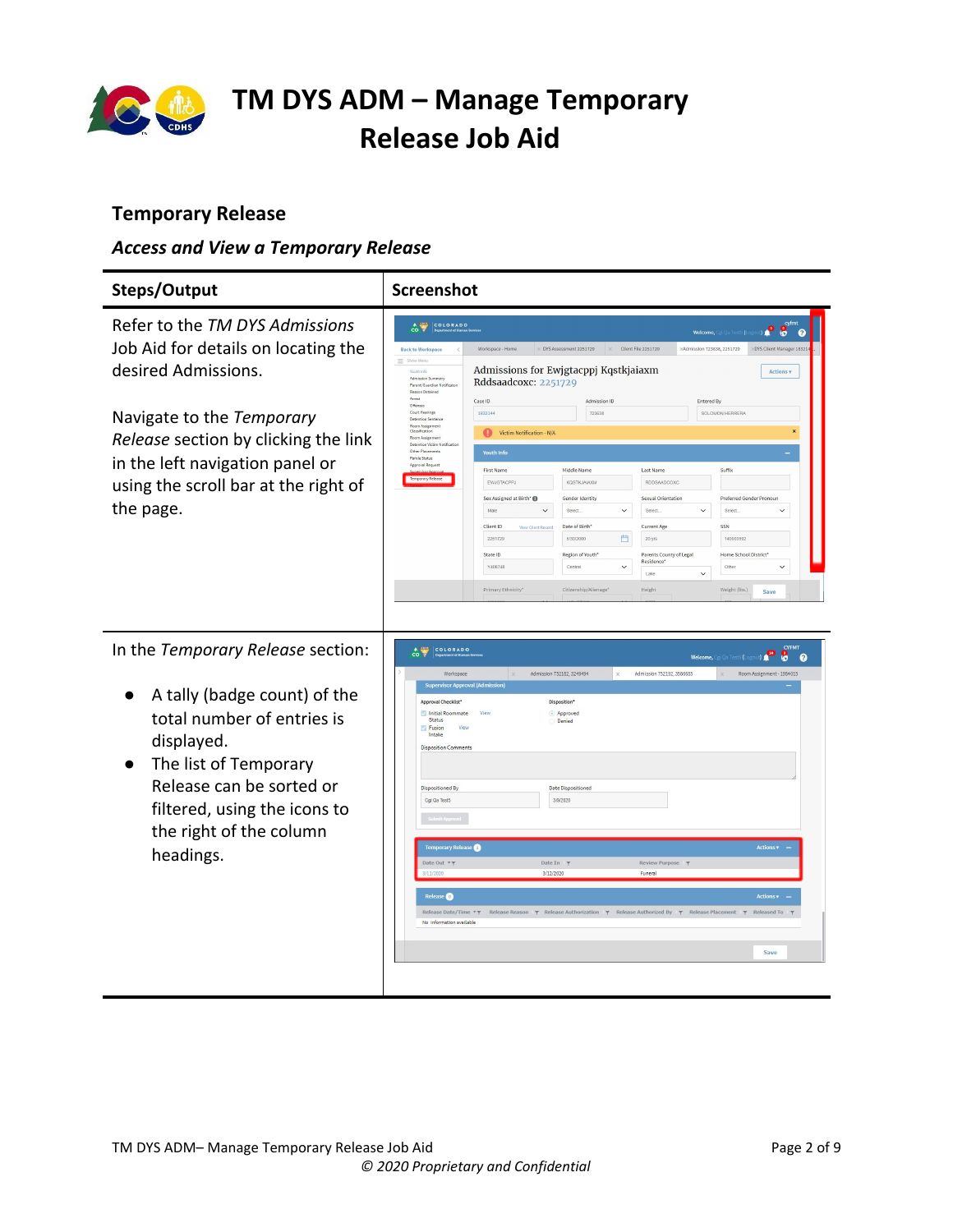# TM DYS ADM – Manage Temporary Release Job Aid

## Temporary Release

### *Access and View a Temporary Release*

| Steps/Output | Screenshot |
|---|---|
| Refer to the *TM DYS Admissions* Job Aid for details on locating the desired Admissions.<br><br>Navigate to the *Temporary Release* section by clicking the link in the left navigation panel or using the scroll bar at the right of the page. | |
| In the *Temporary Release* section:<br>● A tally (badge count) of the total number of entries is displayed.<br>● The list of Temporary Release can be sorted or filtered, using the icons to the right of the column headings. | |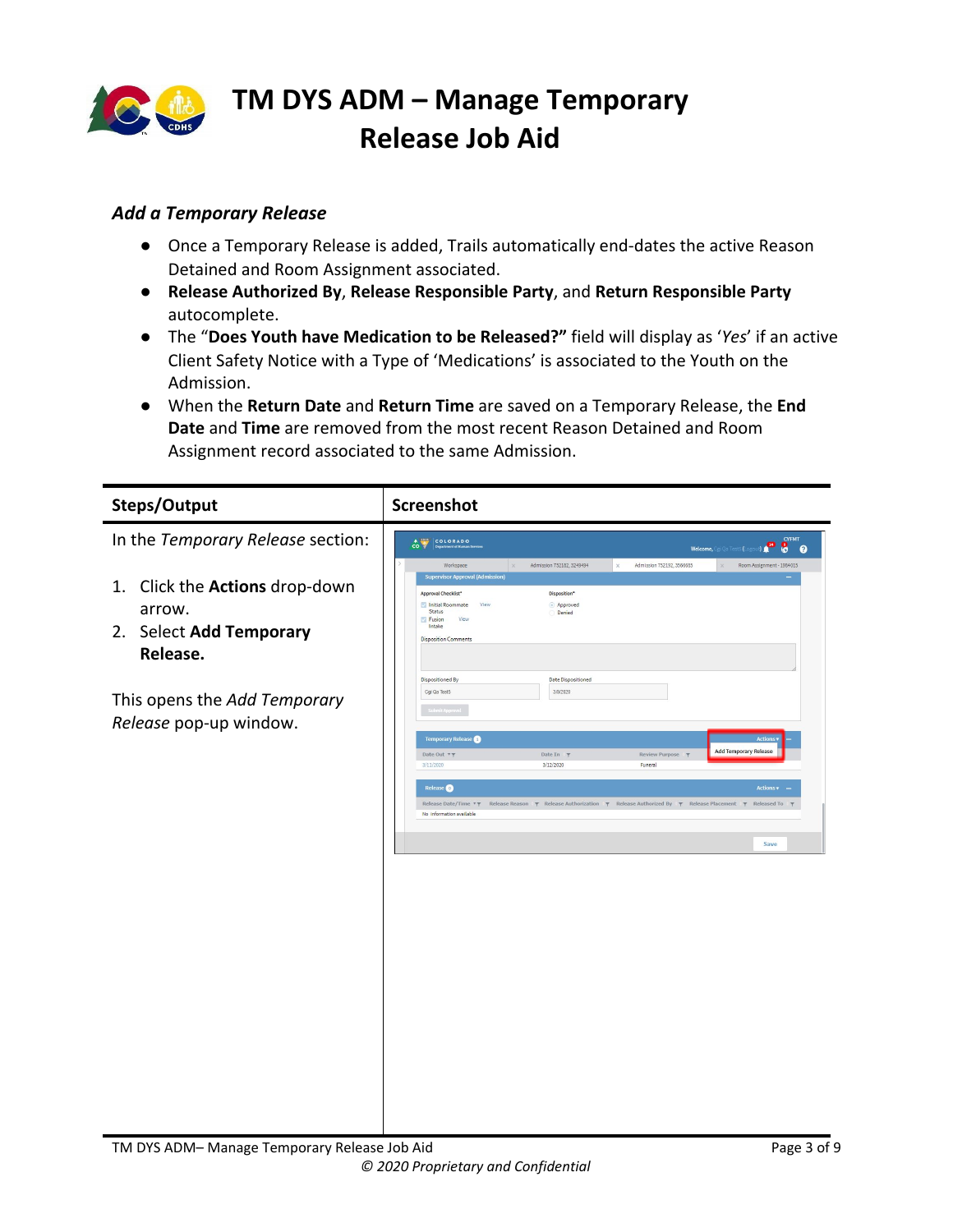# TM DYS ADM – Manage Temporary Release Job Aid

### *Add a Temporary Release*

- Once a Temporary Release is added, Trails automatically end-dates the active Reason Detained and Room Assignment associated.
- **Release Authorized By**, **Release Responsible Party**, and **Return Responsible Party** autocomplete.
- The "**Does Youth have Medication to be Released?"** field will display as '*Yes*' if an active Client Safety Notice with a Type of 'Medications' is associated to the Youth on the Admission.
- When the **Return Date** and **Return Time** are saved on a Temporary Release, the **End Date** and **Time** are removed from the most recent Reason Detained and Room Assignment record associated to the same Admission.

| Steps/Output | Screenshot |
| --- | --- |
| In the *Temporary Release* section:<br><br>1. Click the **Actions** drop-down arrow.<br>2. Select **Add Temporary Release.**<br><br>This opens the *Add Temporary Release* pop-up window. | |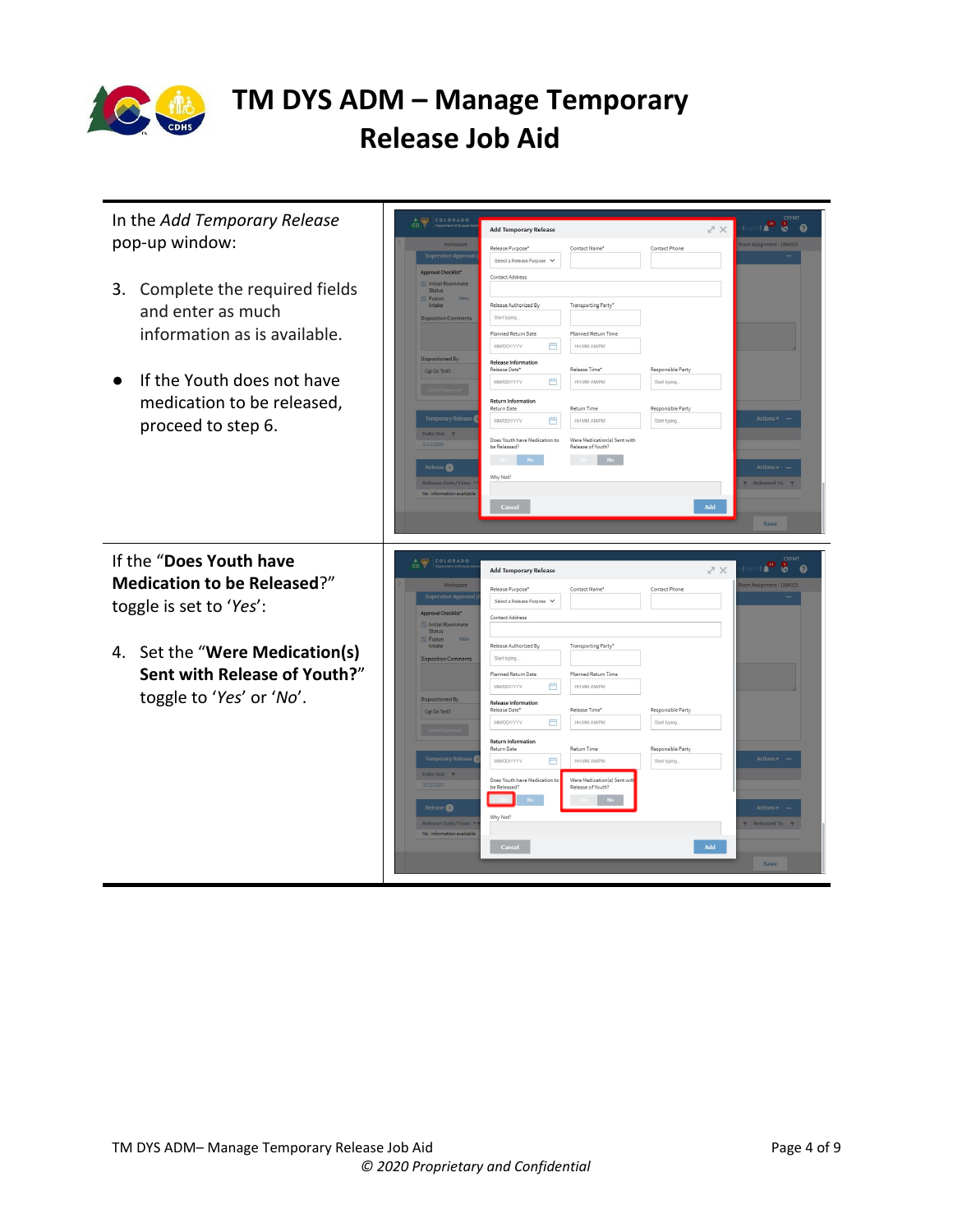# TM DYS ADM – Manage Temporary Release Job Aid

In the *Add Temporary Release* pop-up window:

3. Complete the required fields and enter as much information as is available.

- If the Youth does not have medication to be released, proceed to step 6.

If the "**Does Youth have Medication to be Released**?" toggle is set to '*Yes*':

4. Set the "**Were Medication(s) Sent with Release of Youth?**" toggle to '*Yes*' or '*No*'.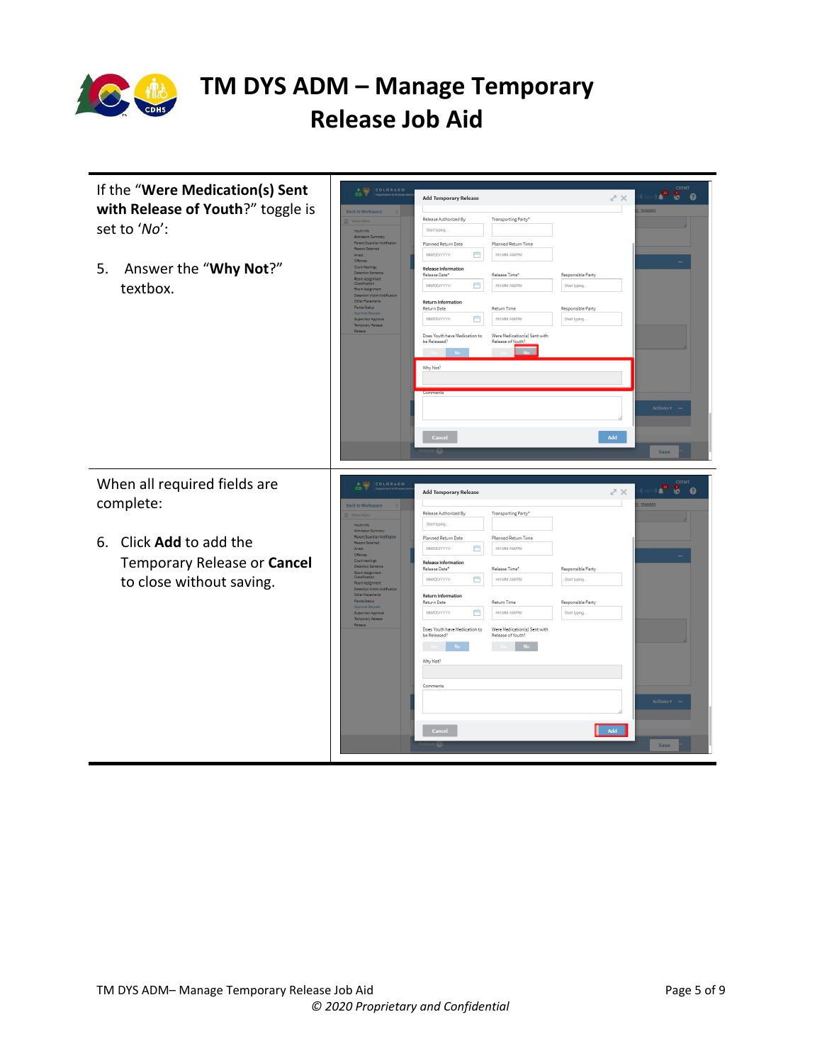# TM DYS ADM – Manage Temporary Release Job Aid

| | |
|---|---|
| If the "**Were Medication(s) Sent with Release of Youth**?" toggle is set to '*No*':<br><br>5. Answer the "**Why Not**?" textbox. | |
| When all required fields are complete:<br><br>6. Click **Add** to add the Temporary Release or **Cancel** to close without saving. | |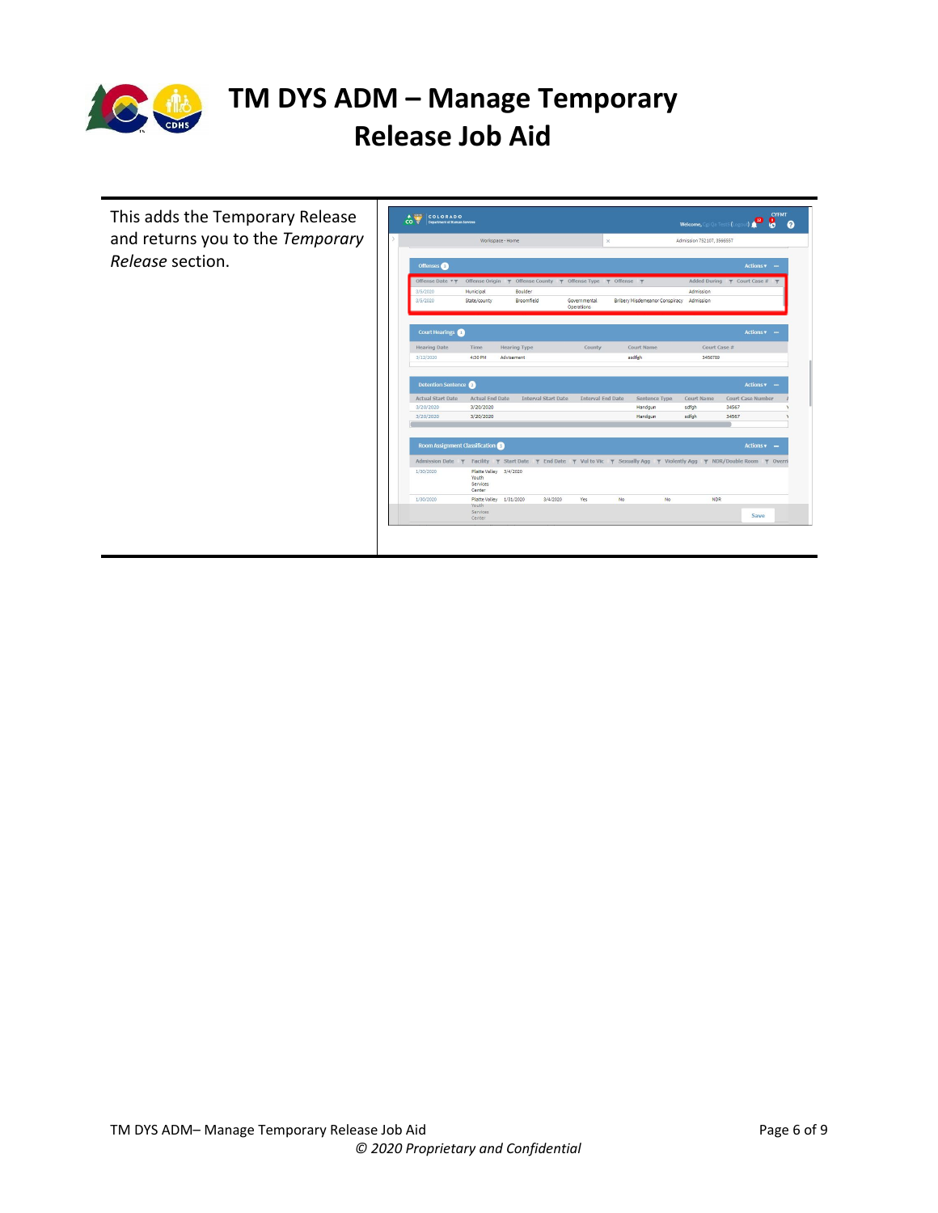# TM DYS ADM – Manage Temporary Release Job Aid

| | |
|---|---|
| This adds the Temporary Release and returns you to the *Temporary Release* section. | |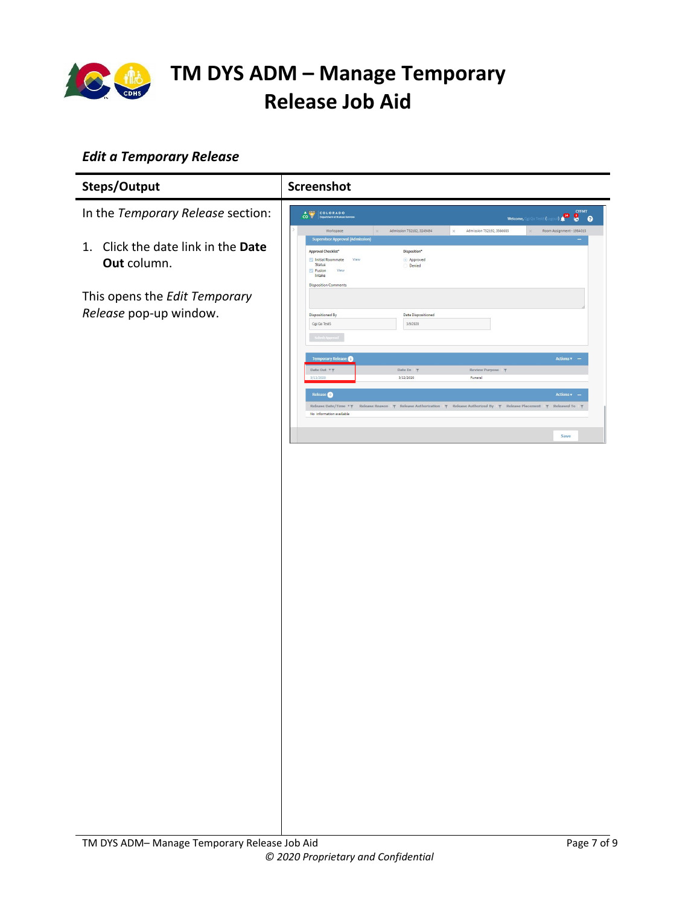## *Edit a Temporary Release*

| Steps/Output | Screenshot |
|---|---|
| In the *Temporary Release* section:<br><br>1. Click the date link in the **Date Out** column.<br><br>This opens the *Edit Temporary Release* pop-up window. | |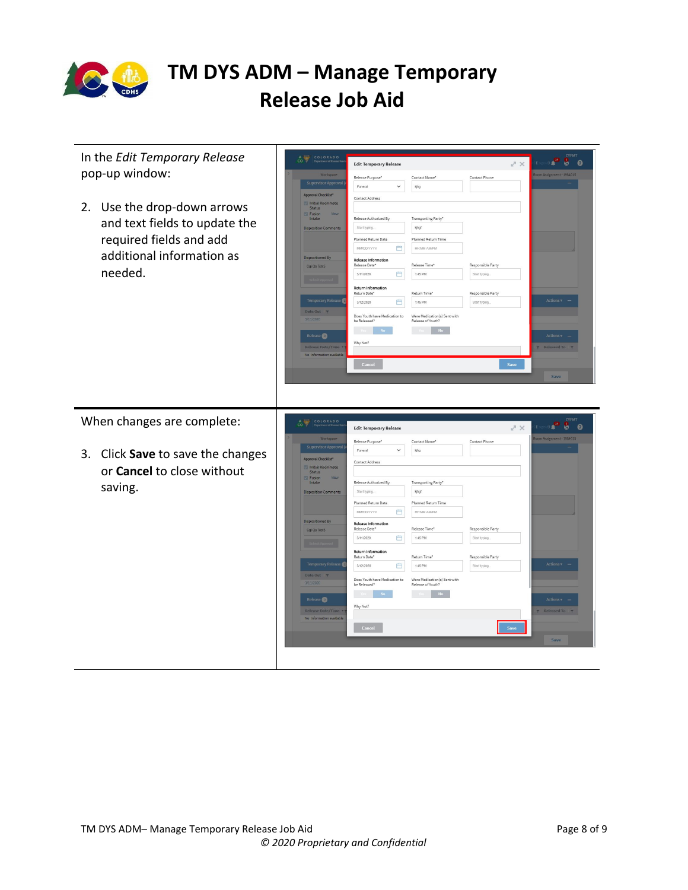# TM DYS ADM – Manage Temporary Release Job Aid

In the *Edit Temporary Release* pop-up window:

2. Use the drop-down arrows and text fields to update the required fields and add additional information as needed.

When changes are complete:

3. Click **Save** to save the changes or **Cancel** to close without saving.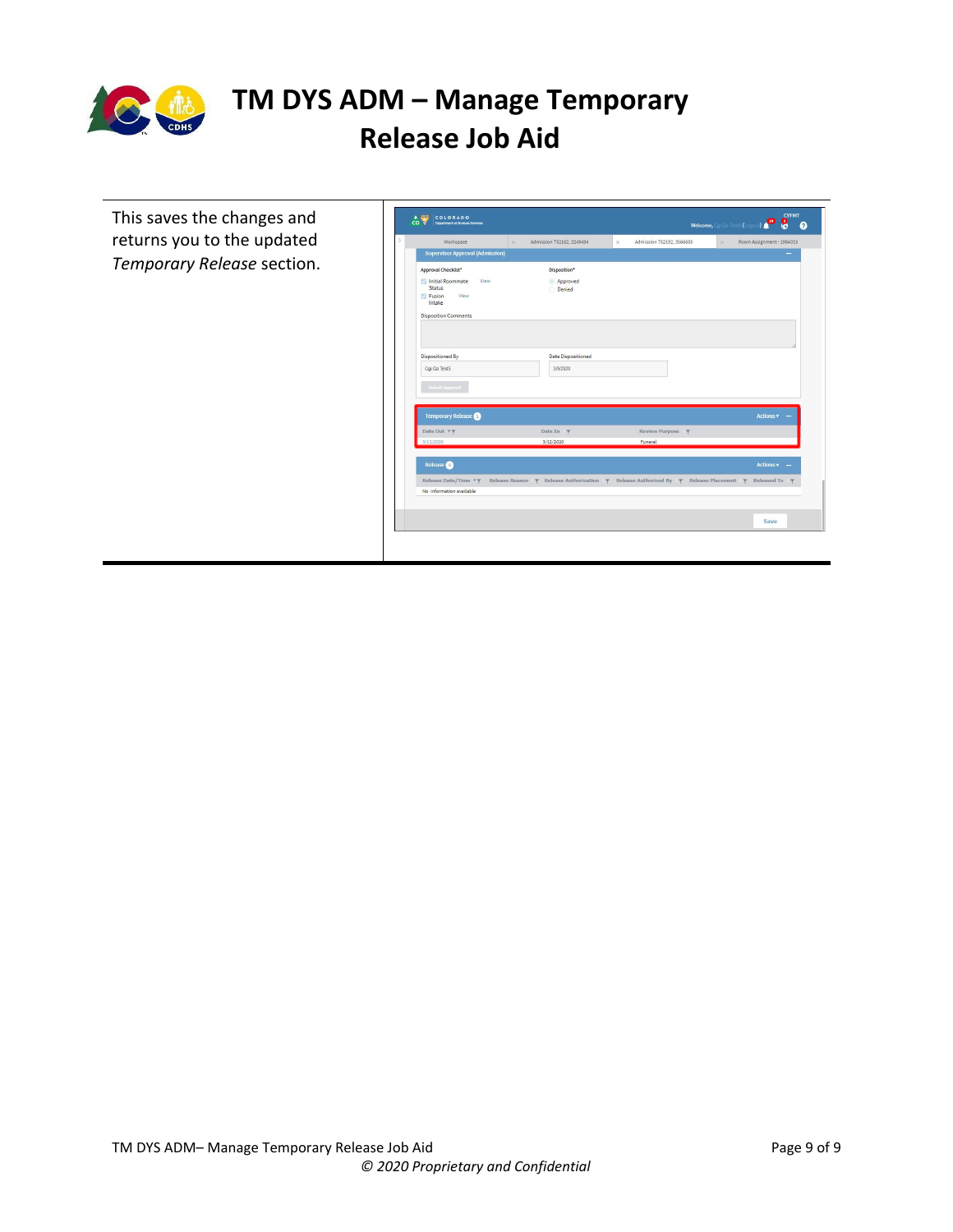# TM DYS ADM – Manage Temporary Release Job Aid

This saves the changes and returns you to the updated *Temporary Release* section.